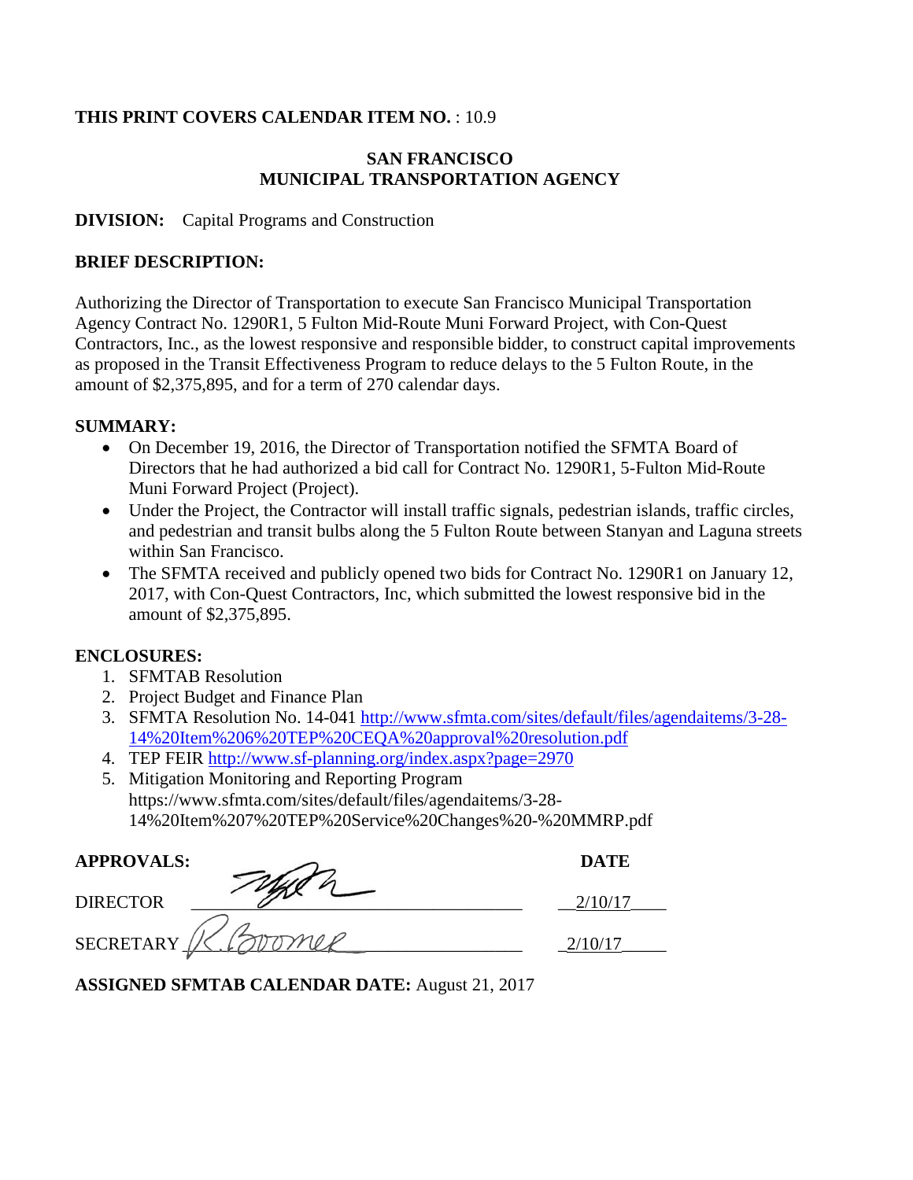**THIS PRINT COVERS CALENDAR ITEM NO.** : 10.9

**SAN FRANCISCO**
**MUNICIPAL TRANSPORTATION AGENCY**

**DIVISION:** Capital Programs and Construction

**BRIEF DESCRIPTION:**

Authorizing the Director of Transportation to execute San Francisco Municipal Transportation Agency Contract No. 1290R1, 5 Fulton Mid-Route Muni Forward Project, with Con-Quest Contractors, Inc., as the lowest responsive and responsible bidder, to construct capital improvements as proposed in the Transit Effectiveness Program to reduce delays to the 5 Fulton Route, in the amount of $2,375,895, and for a term of 270 calendar days.

**SUMMARY:**

- On December 19, 2016, the Director of Transportation notified the SFMTA Board of Directors that he had authorized a bid call for Contract No. 1290R1, 5-Fulton Mid-Route Muni Forward Project (Project).
- Under the Project, the Contractor will install traffic signals, pedestrian islands, traffic circles, and pedestrian and transit bulbs along the 5 Fulton Route between Stanyan and Laguna streets within San Francisco.
- The SFMTA received and publicly opened two bids for Contract No. 1290R1 on January 12, 2017, with Con-Quest Contractors, Inc, which submitted the lowest responsive bid in the amount of $2,375,895.

**ENCLOSURES:**

1. SFMTAB Resolution
2. Project Budget and Finance Plan
3. SFMTA Resolution No. 14-041 http://www.sfmta.com/sites/default/files/agendaitems/3-28-14%20Item%206%20TEP%20CEQA%20approval%20resolution.pdf
4. TEP FEIR http://www.sf-planning.org/index.aspx?page=2970
5. Mitigation Monitoring and Reporting Program https://www.sfmta.com/sites/default/files/agendaitems/3-28-14%20Item%207%20TEP%20Service%20Changes%20-%20MMRP.pdf

| **APPROVALS:** | | **DATE** |
|---|---|---|
| DIRECTOR | [signature] | 2/10/17 |
| SECRETARY | R. Boomer | 2/10/17 |

**ASSIGNED SFMTAB CALENDAR DATE:** August 21, 2017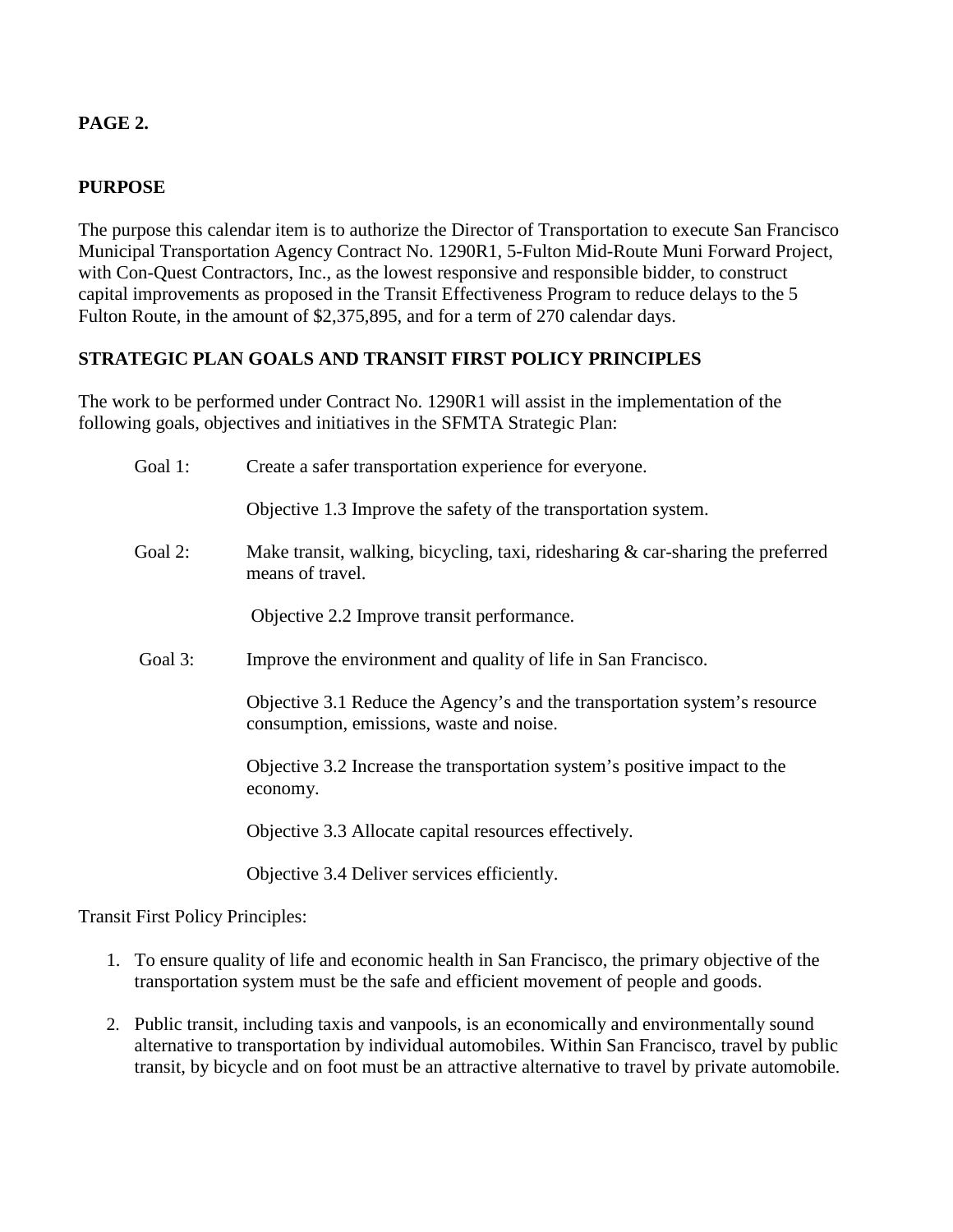**PAGE 2.**

## PURPOSE

The purpose this calendar item is to authorize the Director of Transportation to execute San Francisco Municipal Transportation Agency Contract No. 1290R1, 5-Fulton Mid-Route Muni Forward Project, with Con-Quest Contractors, Inc., as the lowest responsive and responsible bidder, to construct capital improvements as proposed in the Transit Effectiveness Program to reduce delays to the 5 Fulton Route, in the amount of $2,375,895, and for a term of 270 calendar days.

## STRATEGIC PLAN GOALS AND TRANSIT FIRST POLICY PRINCIPLES

The work to be performed under Contract No. 1290R1 will assist in the implementation of the following goals, objectives and initiatives in the SFMTA Strategic Plan:

Goal 1: Create a safer transportation experience for everyone.

Objective 1.3 Improve the safety of the transportation system.

Goal 2: Make transit, walking, bicycling, taxi, ridesharing & car-sharing the preferred means of travel.

Objective 2.2 Improve transit performance.

Goal 3: Improve the environment and quality of life in San Francisco.

Objective 3.1 Reduce the Agency's and the transportation system's resource consumption, emissions, waste and noise.

Objective 3.2 Increase the transportation system's positive impact to the economy.

Objective 3.3 Allocate capital resources effectively.

Objective 3.4 Deliver services efficiently.

Transit First Policy Principles:

1. To ensure quality of life and economic health in San Francisco, the primary objective of the transportation system must be the safe and efficient movement of people and goods.

2. Public transit, including taxis and vanpools, is an economically and environmentally sound alternative to transportation by individual automobiles. Within San Francisco, travel by public transit, by bicycle and on foot must be an attractive alternative to travel by private automobile.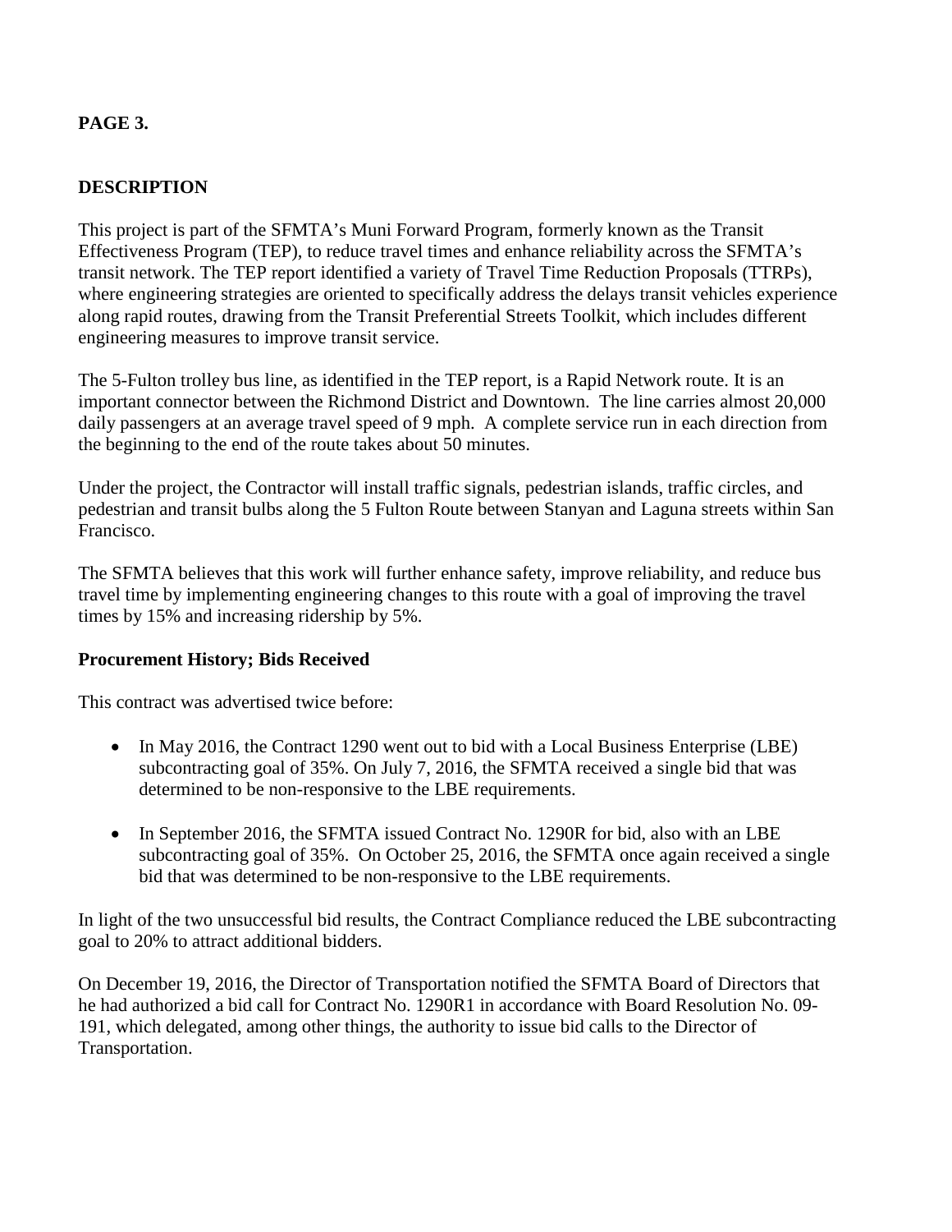**PAGE 3.**

**DESCRIPTION**

This project is part of the SFMTA's Muni Forward Program, formerly known as the Transit Effectiveness Program (TEP), to reduce travel times and enhance reliability across the SFMTA's transit network. The TEP report identified a variety of Travel Time Reduction Proposals (TTRPs), where engineering strategies are oriented to specifically address the delays transit vehicles experience along rapid routes, drawing from the Transit Preferential Streets Toolkit, which includes different engineering measures to improve transit service.

The 5-Fulton trolley bus line, as identified in the TEP report, is a Rapid Network route. It is an important connector between the Richmond District and Downtown. The line carries almost 20,000 daily passengers at an average travel speed of 9 mph. A complete service run in each direction from the beginning to the end of the route takes about 50 minutes.

Under the project, the Contractor will install traffic signals, pedestrian islands, traffic circles, and pedestrian and transit bulbs along the 5 Fulton Route between Stanyan and Laguna streets within San Francisco.

The SFMTA believes that this work will further enhance safety, improve reliability, and reduce bus travel time by implementing engineering changes to this route with a goal of improving the travel times by 15% and increasing ridership by 5%.

**Procurement History; Bids Received**

This contract was advertised twice before:

- In May 2016, the Contract 1290 went out to bid with a Local Business Enterprise (LBE) subcontracting goal of 35%. On July 7, 2016, the SFMTA received a single bid that was determined to be non-responsive to the LBE requirements.
- In September 2016, the SFMTA issued Contract No. 1290R for bid, also with an LBE subcontracting goal of 35%. On October 25, 2016, the SFMTA once again received a single bid that was determined to be non-responsive to the LBE requirements.

In light of the two unsuccessful bid results, the Contract Compliance reduced the LBE subcontracting goal to 20% to attract additional bidders.

On December 19, 2016, the Director of Transportation notified the SFMTA Board of Directors that he had authorized a bid call for Contract No. 1290R1 in accordance with Board Resolution No. 09-191, which delegated, among other things, the authority to issue bid calls to the Director of Transportation.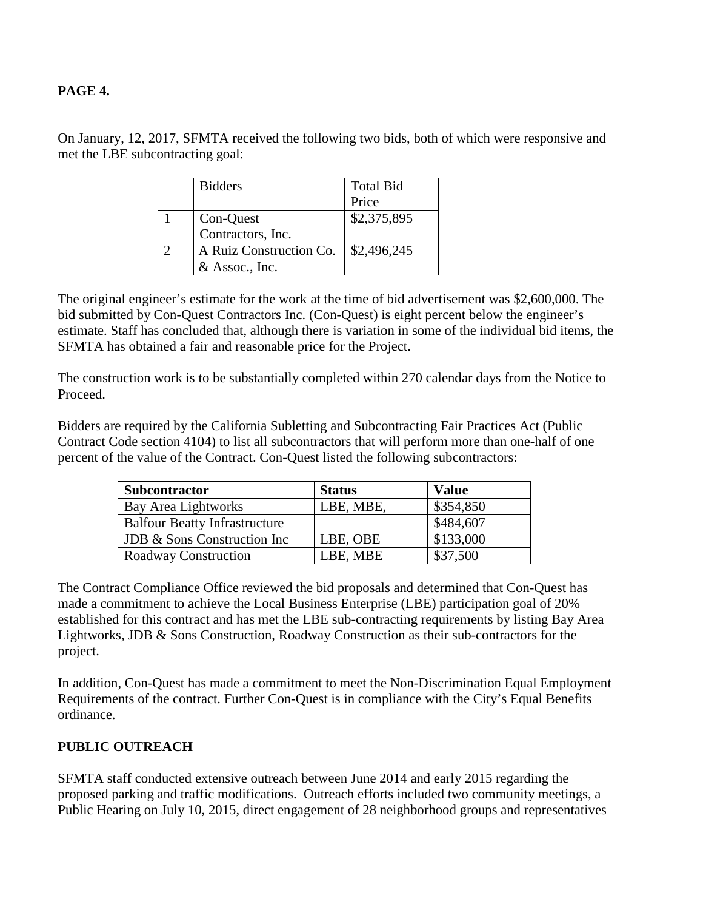**PAGE 4.**

On January, 12, 2017, SFMTA received the following two bids, both of which were responsive and met the LBE subcontracting goal:

| | Bidders | Total Bid Price |
|---|---|---|
| 1 | Con-Quest Contractors, Inc. | $2,375,895 |
| 2 | A Ruiz Construction Co. & Assoc., Inc. | $2,496,245 |

The original engineer's estimate for the work at the time of bid advertisement was $2,600,000. The bid submitted by Con-Quest Contractors Inc. (Con-Quest) is eight percent below the engineer's estimate. Staff has concluded that, although there is variation in some of the individual bid items, the SFMTA has obtained a fair and reasonable price for the Project.

The construction work is to be substantially completed within 270 calendar days from the Notice to Proceed.

Bidders are required by the California Subletting and Subcontracting Fair Practices Act (Public Contract Code section 4104) to list all subcontractors that will perform more than one-half of one percent of the value of the Contract. Con-Quest listed the following subcontractors:

| Subcontractor | Status | Value |
|---|---|---|
| Bay Area Lightworks | LBE, MBE, | $354,850 |
| Balfour Beatty Infrastructure | | $484,607 |
| JDB & Sons Construction Inc | LBE, OBE | $133,000 |
| Roadway Construction | LBE, MBE | $37,500 |

The Contract Compliance Office reviewed the bid proposals and determined that Con-Quest has made a commitment to achieve the Local Business Enterprise (LBE) participation goal of 20% established for this contract and has met the LBE sub-contracting requirements by listing Bay Area Lightworks, JDB & Sons Construction, Roadway Construction as their sub-contractors for the project.

In addition, Con-Quest has made a commitment to meet the Non-Discrimination Equal Employment Requirements of the contract. Further Con-Quest is in compliance with the City's Equal Benefits ordinance.

**PUBLIC OUTREACH**

SFMTA staff conducted extensive outreach between June 2014 and early 2015 regarding the proposed parking and traffic modifications. Outreach efforts included two community meetings, a Public Hearing on July 10, 2015, direct engagement of 28 neighborhood groups and representatives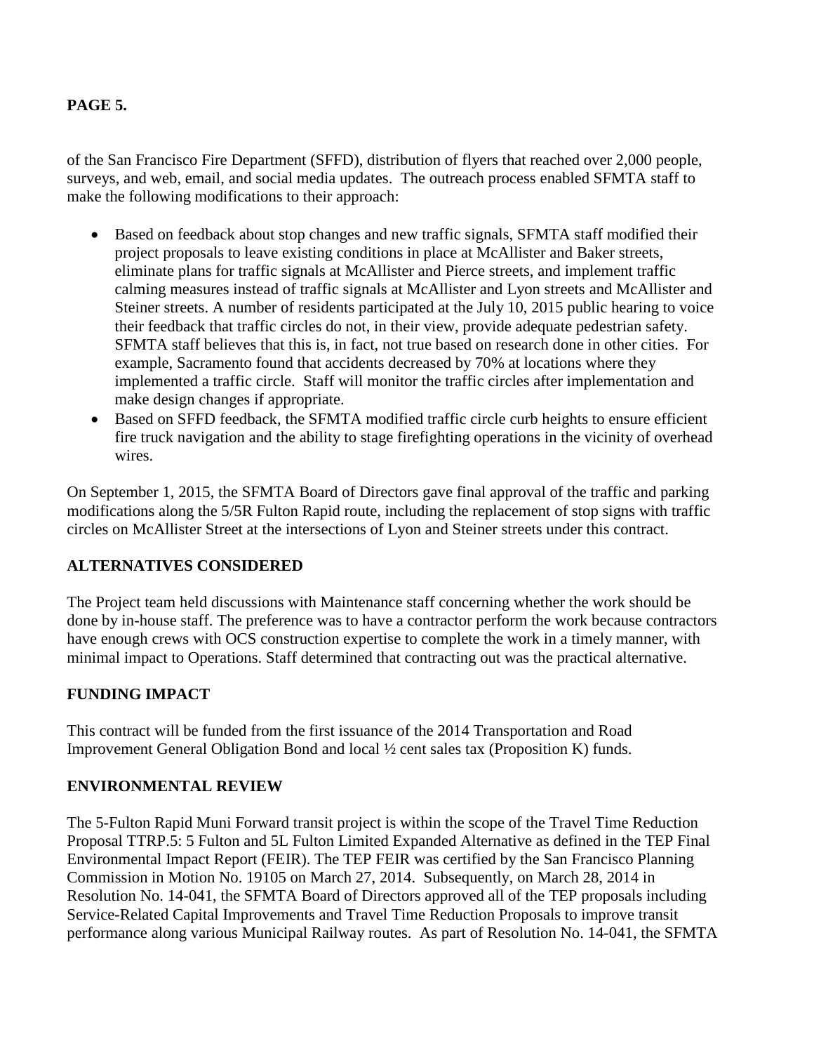of the San Francisco Fire Department (SFFD), distribution of flyers that reached over 2,000 people, surveys, and web, email, and social media updates. The outreach process enabled SFMTA staff to make the following modifications to their approach:

- Based on feedback about stop changes and new traffic signals, SFMTA staff modified their project proposals to leave existing conditions in place at McAllister and Baker streets, eliminate plans for traffic signals at McAllister and Pierce streets, and implement traffic calming measures instead of traffic signals at McAllister and Lyon streets and McAllister and Steiner streets. A number of residents participated at the July 10, 2015 public hearing to voice their feedback that traffic circles do not, in their view, provide adequate pedestrian safety. SFMTA staff believes that this is, in fact, not true based on research done in other cities. For example, Sacramento found that accidents decreased by 70% at locations where they implemented a traffic circle. Staff will monitor the traffic circles after implementation and make design changes if appropriate.
- Based on SFFD feedback, the SFMTA modified traffic circle curb heights to ensure efficient fire truck navigation and the ability to stage firefighting operations in the vicinity of overhead wires.

On September 1, 2015, the SFMTA Board of Directors gave final approval of the traffic and parking modifications along the 5/5R Fulton Rapid route, including the replacement of stop signs with traffic circles on McAllister Street at the intersections of Lyon and Steiner streets under this contract.

## ALTERNATIVES CONSIDERED

The Project team held discussions with Maintenance staff concerning whether the work should be done by in-house staff. The preference was to have a contractor perform the work because contractors have enough crews with OCS construction expertise to complete the work in a timely manner, with minimal impact to Operations. Staff determined that contracting out was the practical alternative.

## FUNDING IMPACT

This contract will be funded from the first issuance of the 2014 Transportation and Road Improvement General Obligation Bond and local ½ cent sales tax (Proposition K) funds.

## ENVIRONMENTAL REVIEW

The 5-Fulton Rapid Muni Forward transit project is within the scope of the Travel Time Reduction Proposal TTRP.5: 5 Fulton and 5L Fulton Limited Expanded Alternative as defined in the TEP Final Environmental Impact Report (FEIR). The TEP FEIR was certified by the San Francisco Planning Commission in Motion No. 19105 on March 27, 2014. Subsequently, on March 28, 2014 in Resolution No. 14-041, the SFMTA Board of Directors approved all of the TEP proposals including Service-Related Capital Improvements and Travel Time Reduction Proposals to improve transit performance along various Municipal Railway routes. As part of Resolution No. 14-041, the SFMTA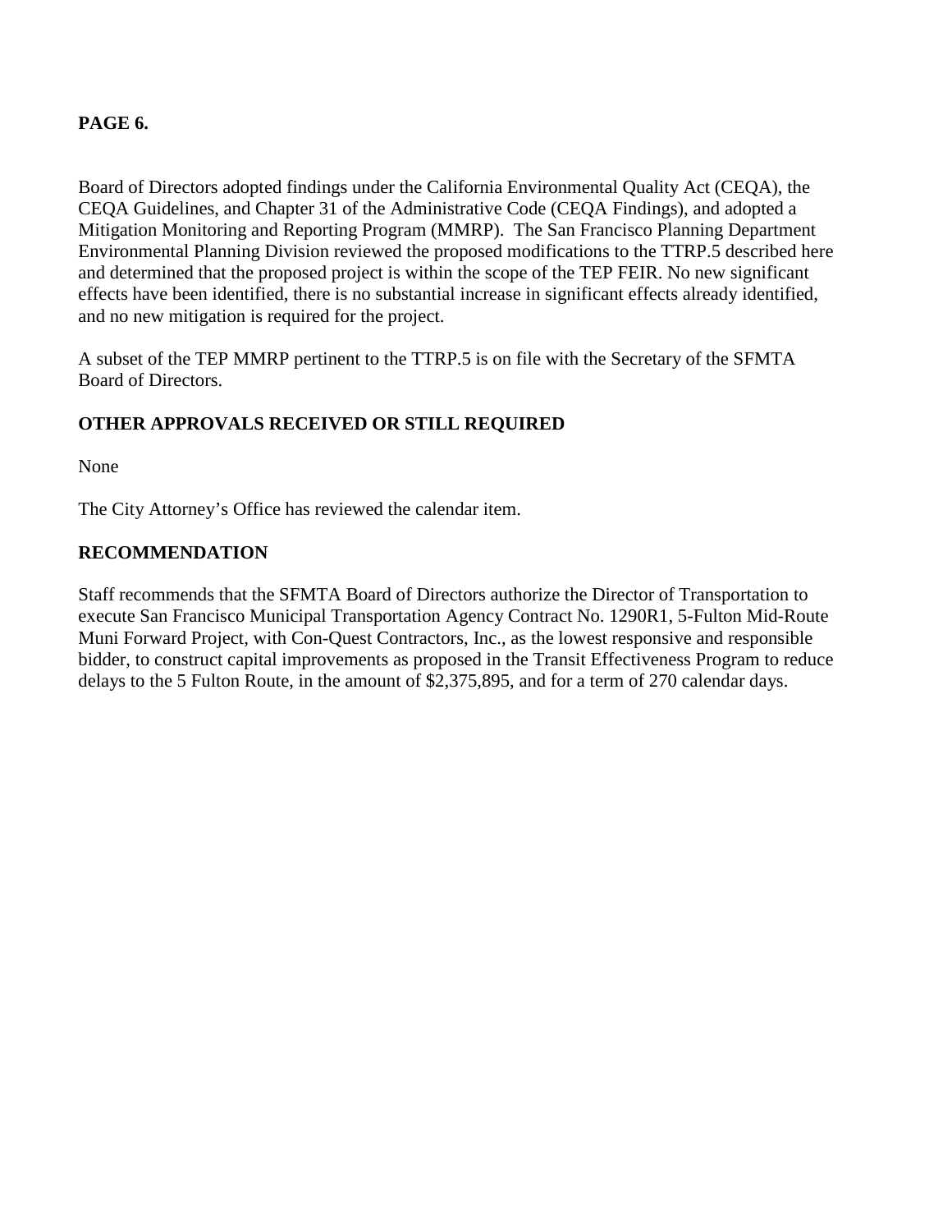Board of Directors adopted findings under the California Environmental Quality Act (CEQA), the CEQA Guidelines, and Chapter 31 of the Administrative Code (CEQA Findings), and adopted a Mitigation Monitoring and Reporting Program (MMRP). The San Francisco Planning Department Environmental Planning Division reviewed the proposed modifications to the TTRP.5 described here and determined that the proposed project is within the scope of the TEP FEIR. No new significant effects have been identified, there is no substantial increase in significant effects already identified, and no new mitigation is required for the project.

A subset of the TEP MMRP pertinent to the TTRP.5 is on file with the Secretary of the SFMTA Board of Directors.

**OTHER APPROVALS RECEIVED OR STILL REQUIRED**

None

The City Attorney's Office has reviewed the calendar item.

**RECOMMENDATION**

Staff recommends that the SFMTA Board of Directors authorize the Director of Transportation to execute San Francisco Municipal Transportation Agency Contract No. 1290R1, 5-Fulton Mid-Route Muni Forward Project, with Con-Quest Contractors, Inc., as the lowest responsive and responsible bidder, to construct capital improvements as proposed in the Transit Effectiveness Program to reduce delays to the 5 Fulton Route, in the amount of $2,375,895, and for a term of 270 calendar days.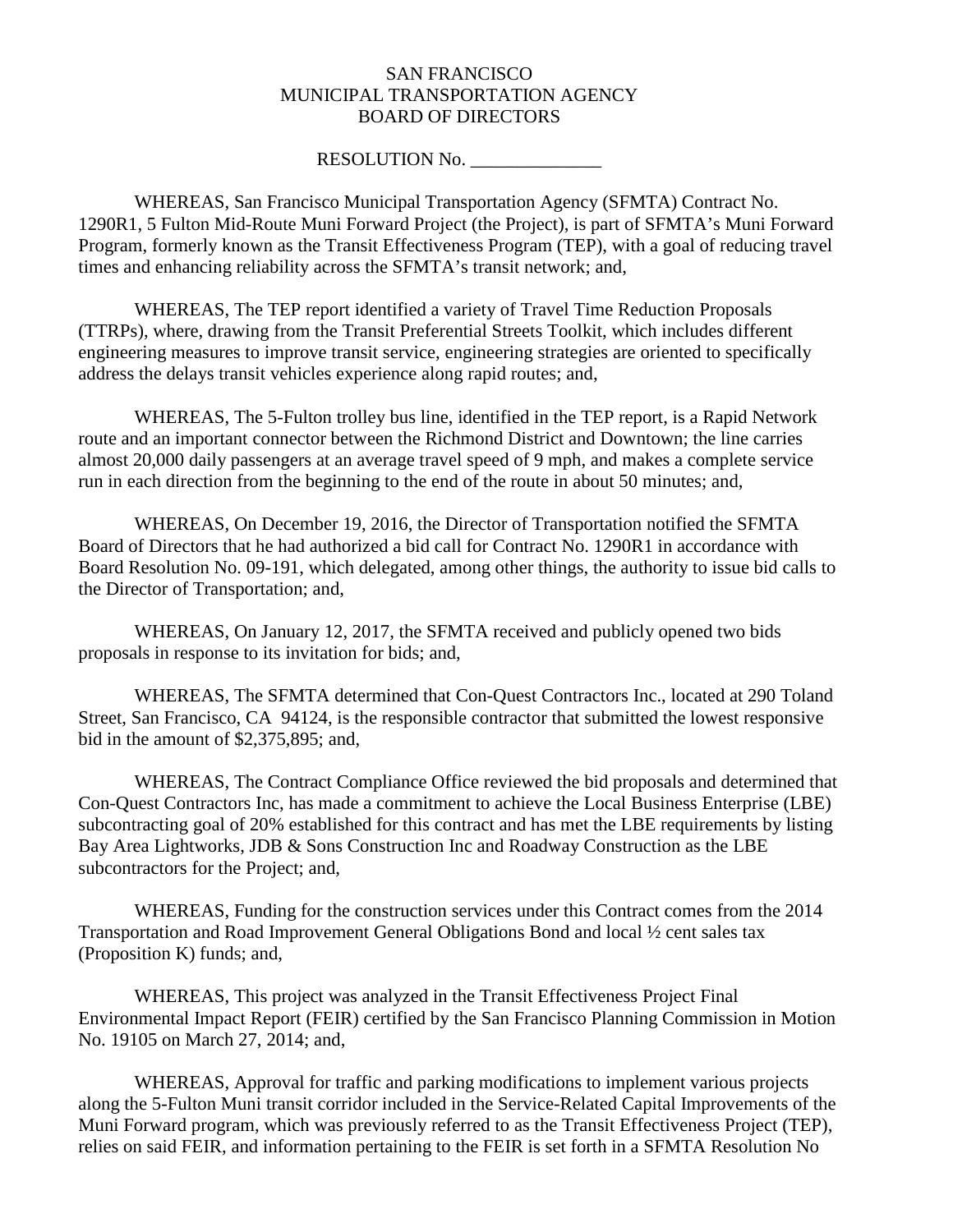SAN FRANCISCO
MUNICIPAL TRANSPORTATION AGENCY
BOARD OF DIRECTORS

RESOLUTION No. ______________

WHEREAS, San Francisco Municipal Transportation Agency (SFMTA) Contract No. 1290R1, 5 Fulton Mid-Route Muni Forward Project (the Project), is part of SFMTA's Muni Forward Program, formerly known as the Transit Effectiveness Program (TEP), with a goal of reducing travel times and enhancing reliability across the SFMTA's transit network; and,

WHEREAS, The TEP report identified a variety of Travel Time Reduction Proposals (TTRPs), where, drawing from the Transit Preferential Streets Toolkit, which includes different engineering measures to improve transit service, engineering strategies are oriented to specifically address the delays transit vehicles experience along rapid routes; and,

WHEREAS, The 5-Fulton trolley bus line, identified in the TEP report, is a Rapid Network route and an important connector between the Richmond District and Downtown; the line carries almost 20,000 daily passengers at an average travel speed of 9 mph, and makes a complete service run in each direction from the beginning to the end of the route in about 50 minutes; and,

WHEREAS, On December 19, 2016, the Director of Transportation notified the SFMTA Board of Directors that he had authorized a bid call for Contract No. 1290R1 in accordance with Board Resolution No. 09-191, which delegated, among other things, the authority to issue bid calls to the Director of Transportation; and,

WHEREAS, On January 12, 2017, the SFMTA received and publicly opened two bids proposals in response to its invitation for bids; and,

WHEREAS, The SFMTA determined that Con-Quest Contractors Inc., located at 290 Toland Street, San Francisco, CA 94124, is the responsible contractor that submitted the lowest responsive bid in the amount of $2,375,895; and,

WHEREAS, The Contract Compliance Office reviewed the bid proposals and determined that Con-Quest Contractors Inc, has made a commitment to achieve the Local Business Enterprise (LBE) subcontracting goal of 20% established for this contract and has met the LBE requirements by listing Bay Area Lightworks, JDB & Sons Construction Inc and Roadway Construction as the LBE subcontractors for the Project; and,

WHEREAS, Funding for the construction services under this Contract comes from the 2014 Transportation and Road Improvement General Obligations Bond and local ½ cent sales tax (Proposition K) funds; and,

WHEREAS, This project was analyzed in the Transit Effectiveness Project Final Environmental Impact Report (FEIR) certified by the San Francisco Planning Commission in Motion No. 19105 on March 27, 2014; and,

WHEREAS, Approval for traffic and parking modifications to implement various projects along the 5-Fulton Muni transit corridor included in the Service-Related Capital Improvements of the Muni Forward program, which was previously referred to as the Transit Effectiveness Project (TEP), relies on said FEIR, and information pertaining to the FEIR is set forth in a SFMTA Resolution No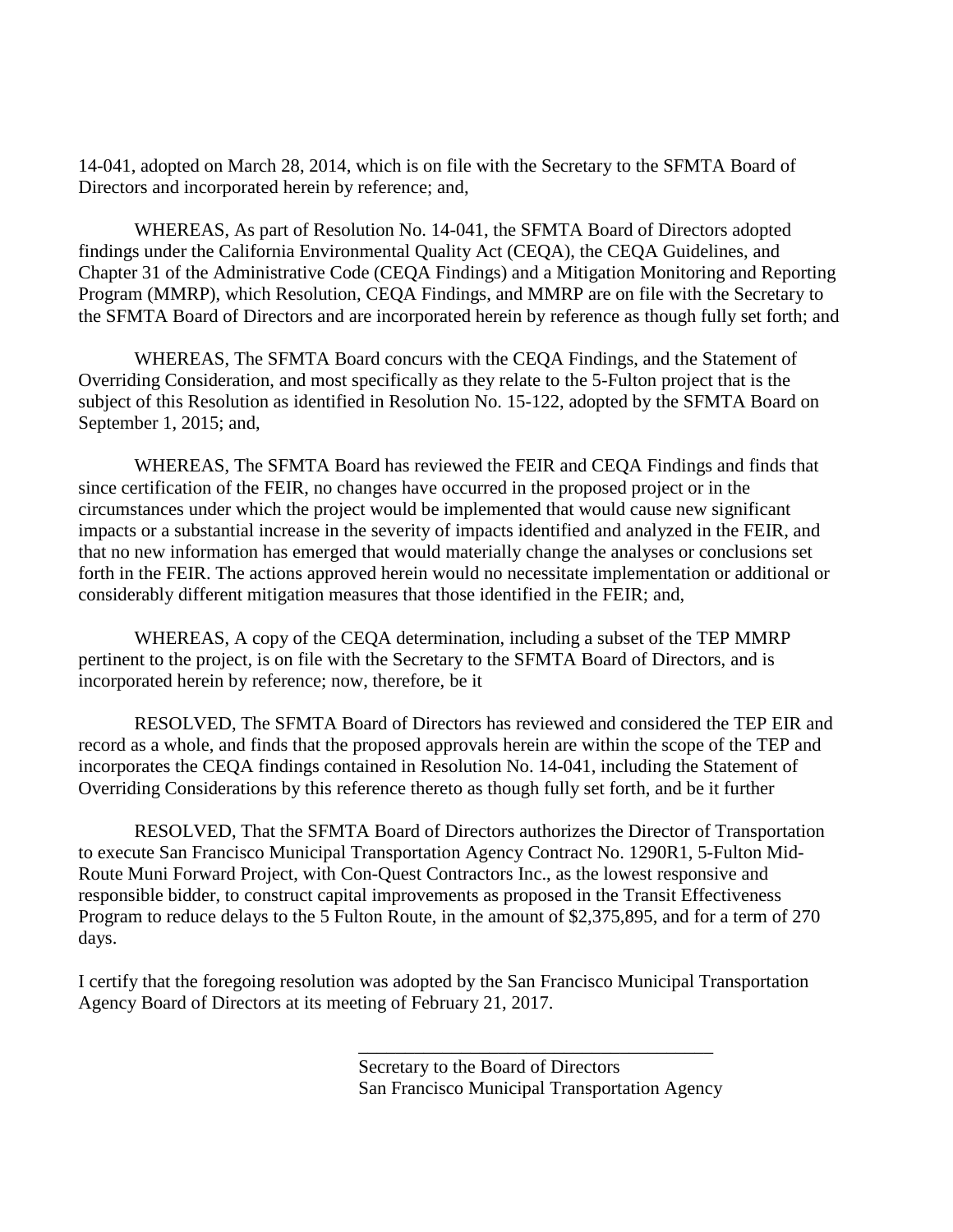14-041, adopted on March 28, 2014, which is on file with the Secretary to the SFMTA Board of Directors and incorporated herein by reference; and,

WHEREAS, As part of Resolution No. 14-041, the SFMTA Board of Directors adopted findings under the California Environmental Quality Act (CEQA), the CEQA Guidelines, and Chapter 31 of the Administrative Code (CEQA Findings) and a Mitigation Monitoring and Reporting Program (MMRP), which Resolution, CEQA Findings, and MMRP are on file with the Secretary to the SFMTA Board of Directors and are incorporated herein by reference as though fully set forth; and

WHEREAS, The SFMTA Board concurs with the CEQA Findings, and the Statement of Overriding Consideration, and most specifically as they relate to the 5-Fulton project that is the subject of this Resolution as identified in Resolution No. 15-122, adopted by the SFMTA Board on September 1, 2015; and,

WHEREAS, The SFMTA Board has reviewed the FEIR and CEQA Findings and finds that since certification of the FEIR, no changes have occurred in the proposed project or in the circumstances under which the project would be implemented that would cause new significant impacts or a substantial increase in the severity of impacts identified and analyzed in the FEIR, and that no new information has emerged that would materially change the analyses or conclusions set forth in the FEIR. The actions approved herein would no necessitate implementation or additional or considerably different mitigation measures that those identified in the FEIR; and,

WHEREAS, A copy of the CEQA determination, including a subset of the TEP MMRP pertinent to the project, is on file with the Secretary to the SFMTA Board of Directors, and is incorporated herein by reference; now, therefore, be it

RESOLVED, The SFMTA Board of Directors has reviewed and considered the TEP EIR and record as a whole, and finds that the proposed approvals herein are within the scope of the TEP and incorporates the CEQA findings contained in Resolution No. 14-041, including the Statement of Overriding Considerations by this reference thereto as though fully set forth, and be it further

RESOLVED, That the SFMTA Board of Directors authorizes the Director of Transportation to execute San Francisco Municipal Transportation Agency Contract No. 1290R1, 5-Fulton Mid-Route Muni Forward Project, with Con-Quest Contractors Inc., as the lowest responsive and responsible bidder, to construct capital improvements as proposed in the Transit Effectiveness Program to reduce delays to the 5 Fulton Route, in the amount of $2,375,895, and for a term of 270 days.

I certify that the foregoing resolution was adopted by the San Francisco Municipal Transportation Agency Board of Directors at its meeting of February 21, 2017.

\_\_\_\_\_\_\_\_\_\_\_\_\_\_\_\_\_\_\_\_\_\_\_\_\_\_\_\_\_\_\_\_\_\_\_\_\_\_\_\_

Secretary to the Board of Directors
San Francisco Municipal Transportation Agency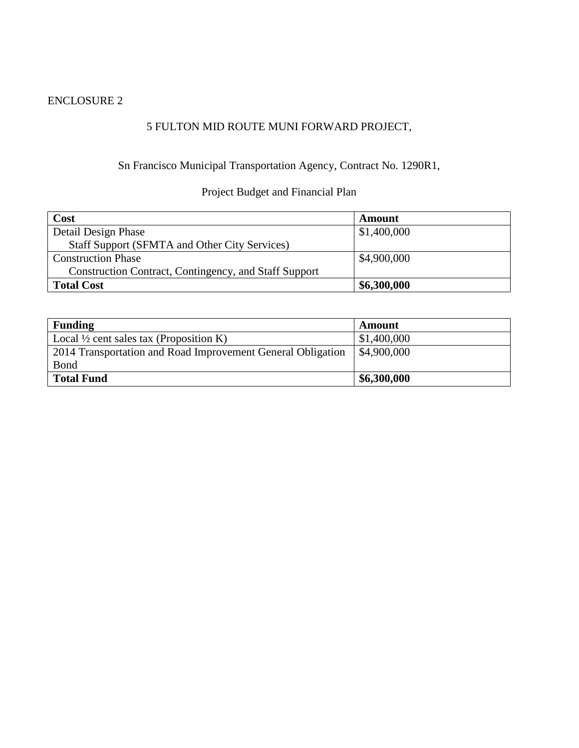ENCLOSURE 2

5 FULTON MID ROUTE MUNI FORWARD PROJECT,

Sn Francisco Municipal Transportation Agency, Contract No. 1290R1,

Project Budget and Financial Plan

| **Cost** | **Amount** |
|---|---|
| Detail Design Phase<br>Staff Support (SFMTA and Other City Services) | $1,400,000 |
| Construction Phase<br>Construction Contract, Contingency, and Staff Support | $4,900,000 |
| **Total Cost** | **$6,300,000** |

| **Funding** | **Amount** |
|---|---|
| Local ½ cent sales tax (Proposition K) | $1,400,000 |
| 2014 Transportation and Road Improvement General Obligation Bond | $4,900,000 |
| **Total Fund** | **$6,300,000** |